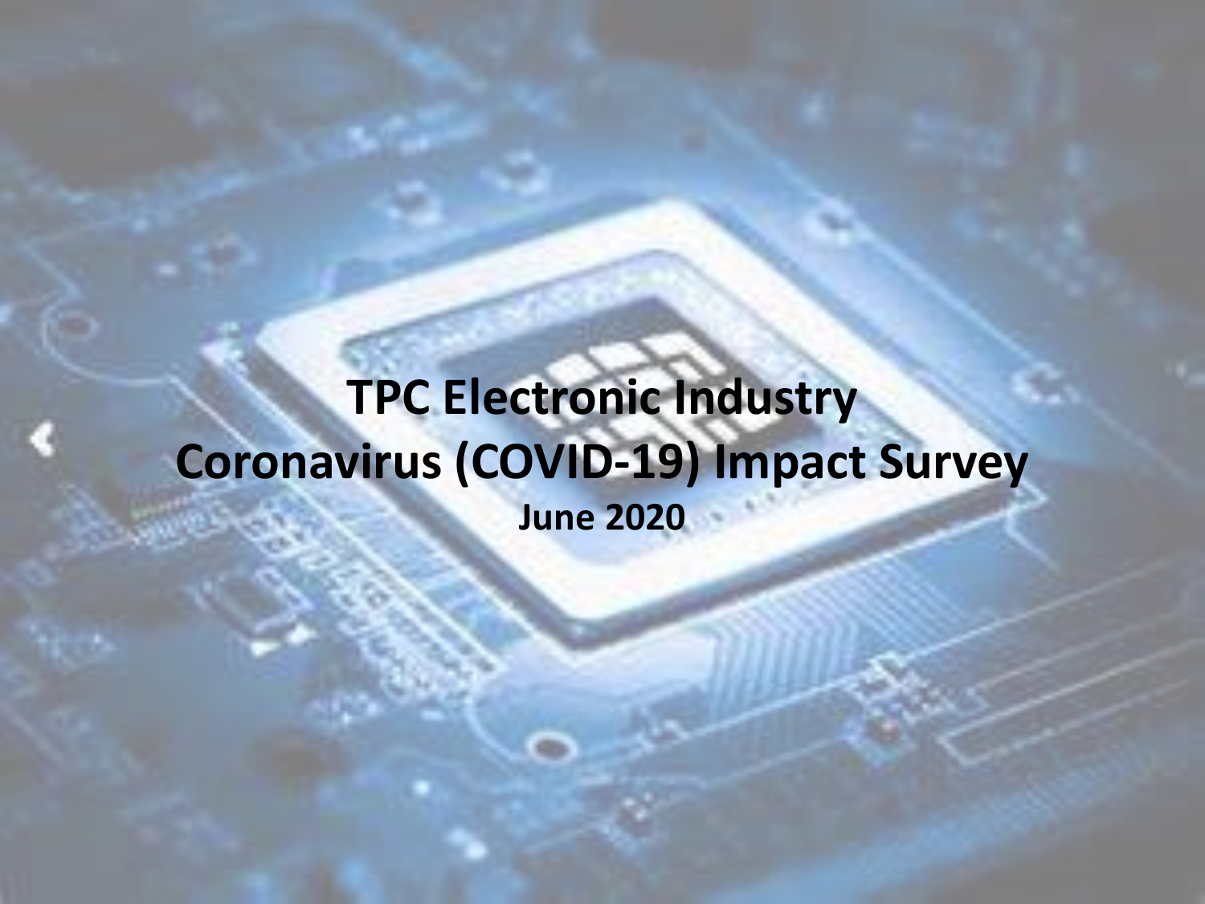# TPC Electronic Industry Coronavirus (COVID-19) Impact Survey

**June 2020**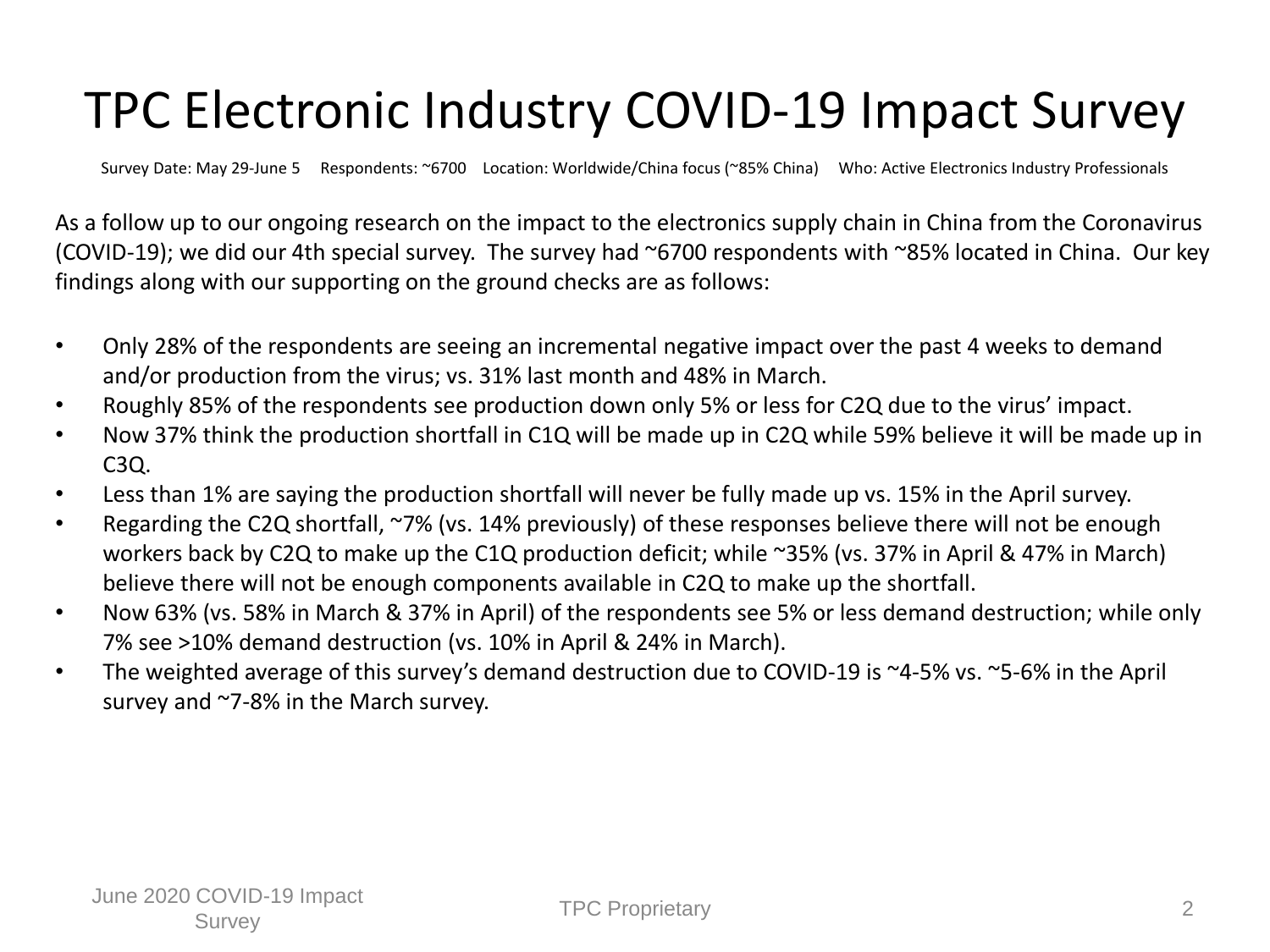# TPC Electronic Industry COVID-19 Impact Survey

Survey Date: May 29-June 5     Respondents: ~6700     Location: Worldwide/China focus (~85% China)     Who: Active Electronics Industry Professionals

As a follow up to our ongoing research on the impact to the electronics supply chain in China from the Coronavirus (COVID-19); we did our 4th special survey. The survey had ~6700 respondents with ~85% located in China. Our key findings along with our supporting on the ground checks are as follows:

- Only 28% of the respondents are seeing an incremental negative impact over the past 4 weeks to demand and/or production from the virus; vs. 31% last month and 48% in March.
- Roughly 85% of the respondents see production down only 5% or less for C2Q due to the virus' impact.
- Now 37% think the production shortfall in C1Q will be made up in C2Q while 59% believe it will be made up in C3Q.
- Less than 1% are saying the production shortfall will never be fully made up vs. 15% in the April survey.
- Regarding the C2Q shortfall, ~7% (vs. 14% previously) of these responses believe there will not be enough workers back by C2Q to make up the C1Q production deficit; while ~35% (vs. 37% in April & 47% in March) believe there will not be enough components available in C2Q to make up the shortfall.
- Now 63% (vs. 58% in March & 37% in April) of the respondents see 5% or less demand destruction; while only 7% see >10% demand destruction (vs. 10% in April & 24% in March).
- The weighted average of this survey's demand destruction due to COVID-19 is ~4-5% vs. ~5-6% in the April survey and ~7-8% in the March survey.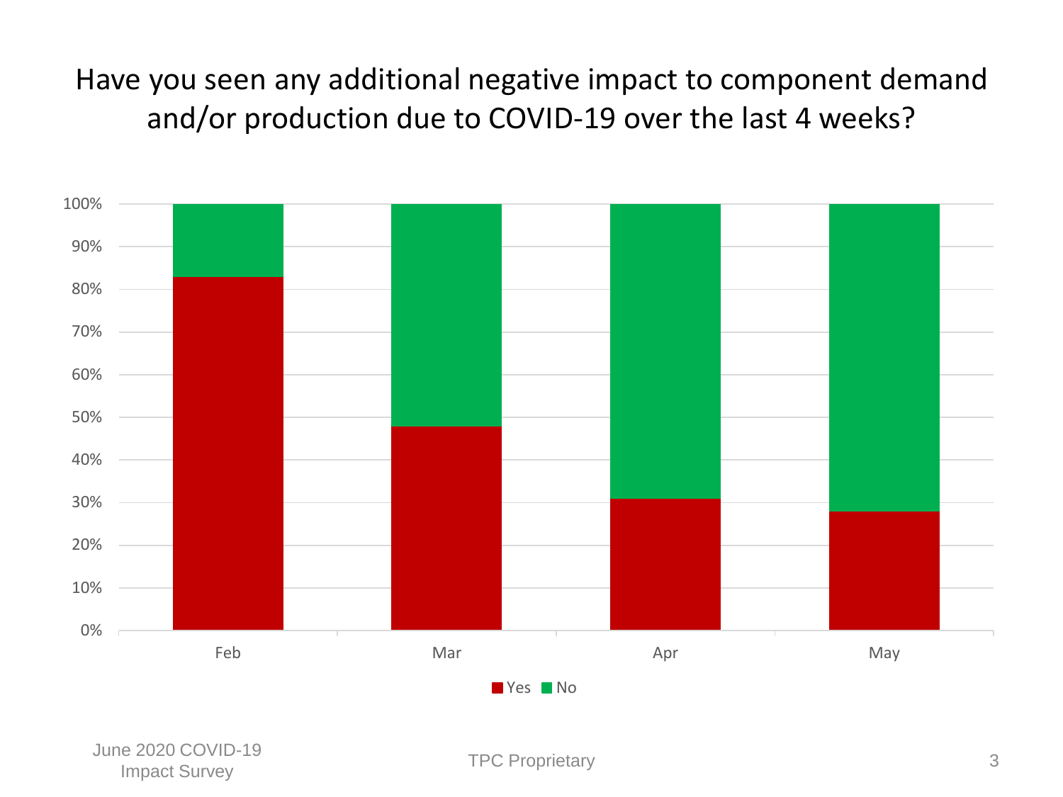# Have you seen any additional negative impact to component demand and/or production due to COVID-19 over the last 4 weeks?

100%
90%
80%
70%
60%
50%
40%
30%
20%
10%
0%

Feb Mar Apr May

Yes No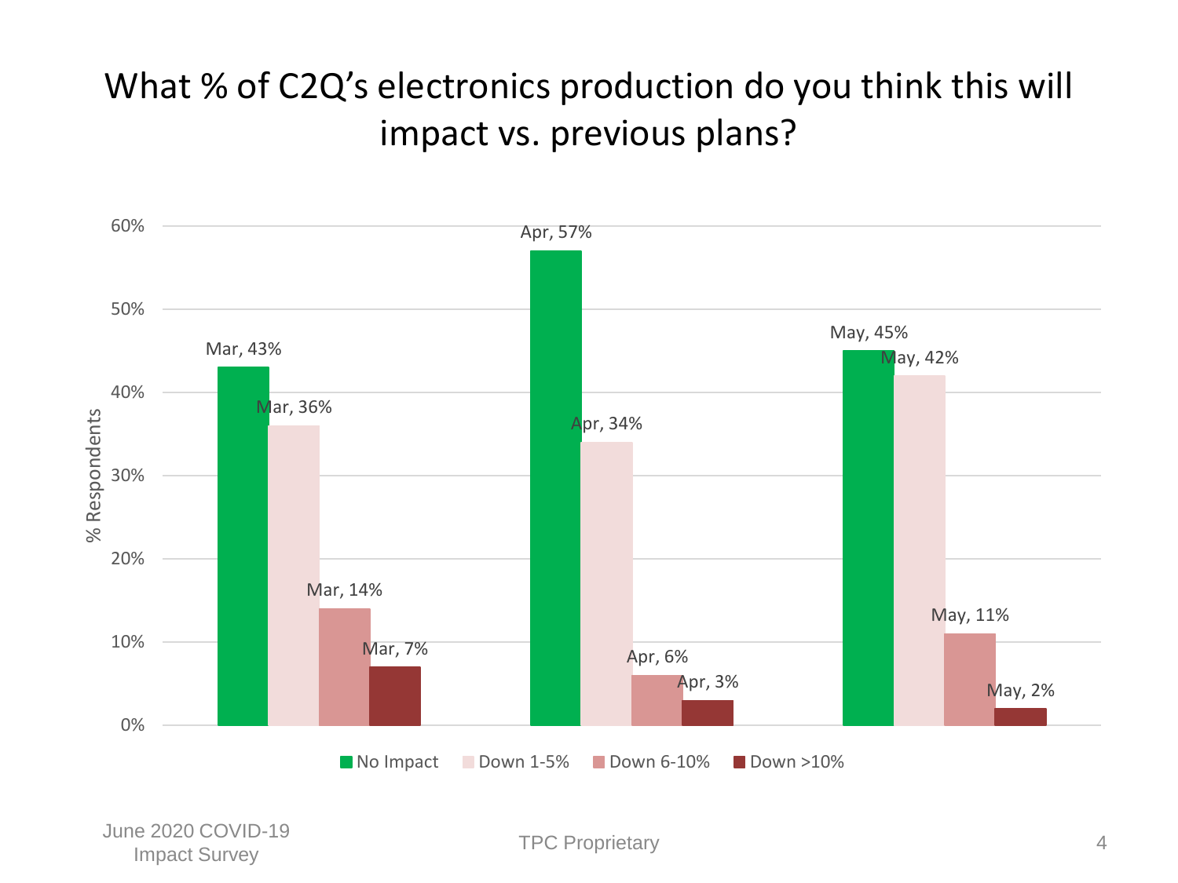# What % of C2Q's electronics production do you think this will impact vs. previous plans?

| | No Impact | Down 1-5% | Down 6-10% | Down >10% |
|---|---|---|---|---|
| Mar | 43% | 36% | 14% | 7% |
| Apr | 57% | 34% | 6% | 3% |
| May | 45% | 42% | 11% | 2% |

% Respondents

June 2020 COVID-19 Impact Survey

TPC Proprietary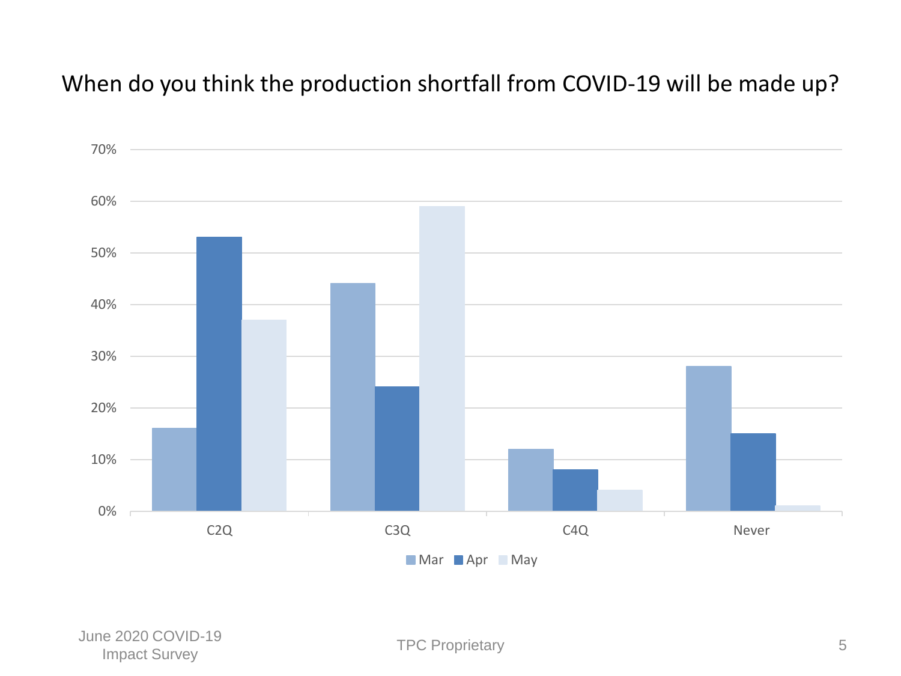# When do you think the production shortfall from COVID-19 will be made up?

| | Mar | Apr | May |
|---|---|---|---|
| C2Q | 16% | 53% | 37% |
| C3Q | 44% | 24% | 59% |
| C4Q | 12% | 8% | 4% |
| Never | 28% | 15% | 1% |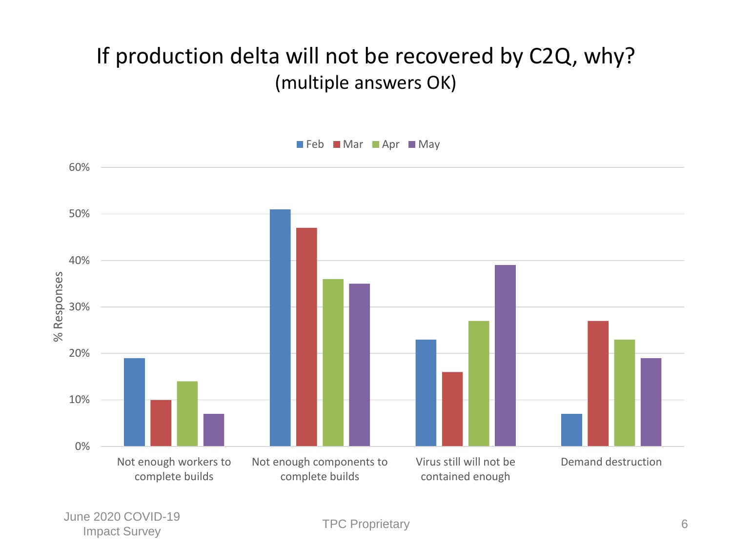# If production delta will not be recovered by C2Q, why?
## (multiple answers OK)

| | Feb | Mar | Apr | May |
|---|---|---|---|---|
| Not enough workers to complete builds | 19% | 10% | 14% | 7% |
| Not enough components to complete builds | 51% | 47% | 36% | 35% |
| Virus still will not be contained enough | 23% | 16% | 27% | 39% |
| Demand destruction | 7% | 27% | 23% | 19% |

June 2020 COVID-19 Impact Survey

TPC Proprietary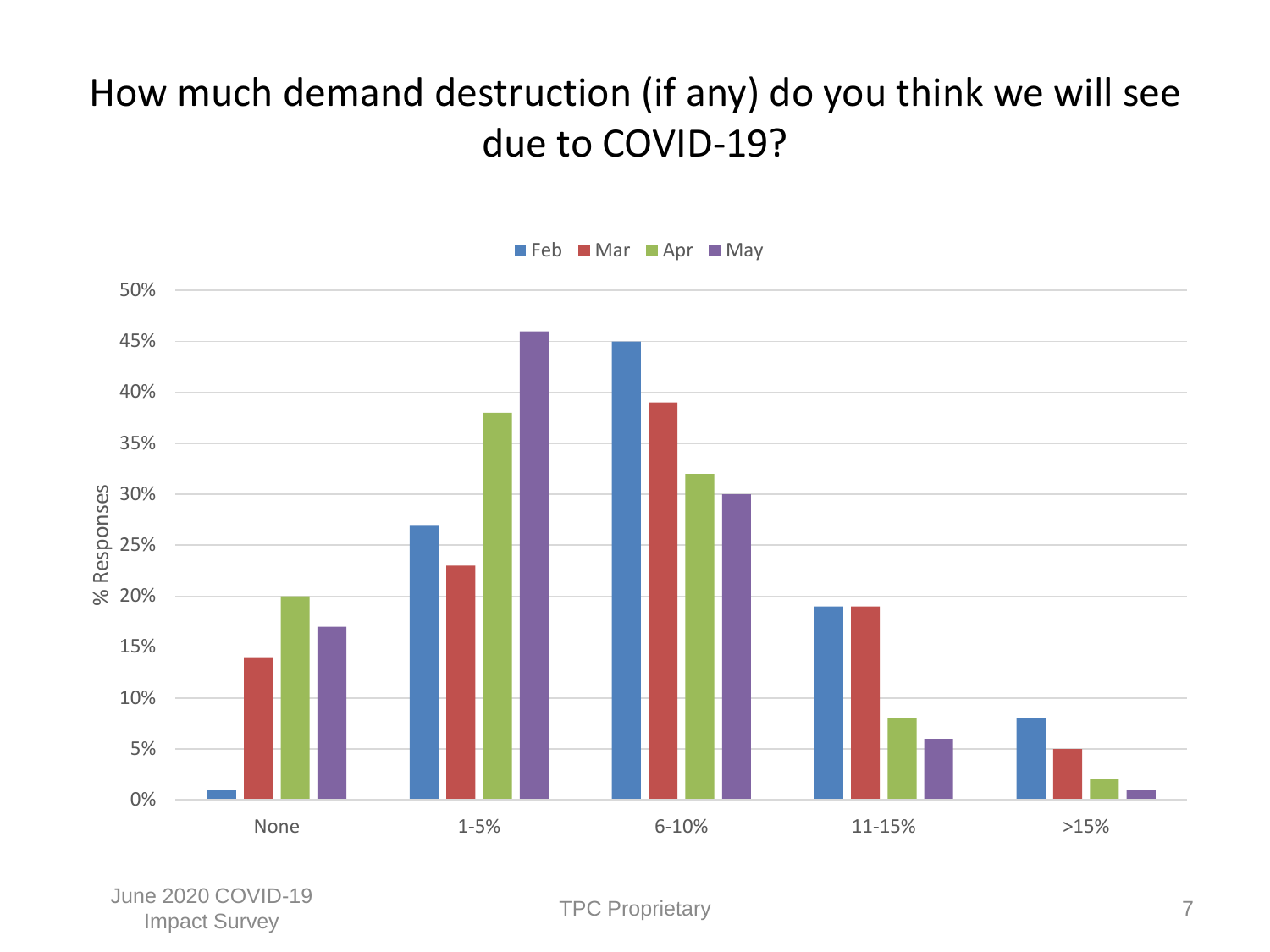# How much demand destruction (if any) do you think we will see due to COVID-19?

| % Responses | Feb | Mar | Apr | May |
|---|---|---|---|---|
| None | 1% | 14% | 20% | 17% |
| 1-5% | 27% | 23% | 38% | 46% |
| 6-10% | 45% | 39% | 32% | 30% |
| 11-15% | 19% | 19% | 8% | 6% |
| >15% | 8% | 5% | 2% | 1% |

June 2020 COVID-19 Impact Survey

TPC Proprietary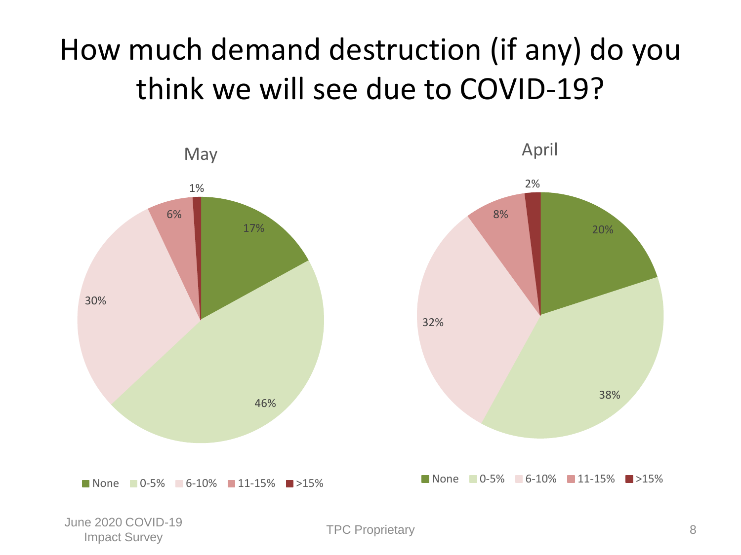# How much demand destruction (if any) do you think we will see due to COVID-19?

May

1%

6%

17%

30%

46%

None 0-5% 6-10% 11-15% >15%

April

2%

8%

20%

32%

38%

None 0-5% 6-10% 11-15% >15%

June 2020 COVID-19 Impact Survey

TPC Proprietary